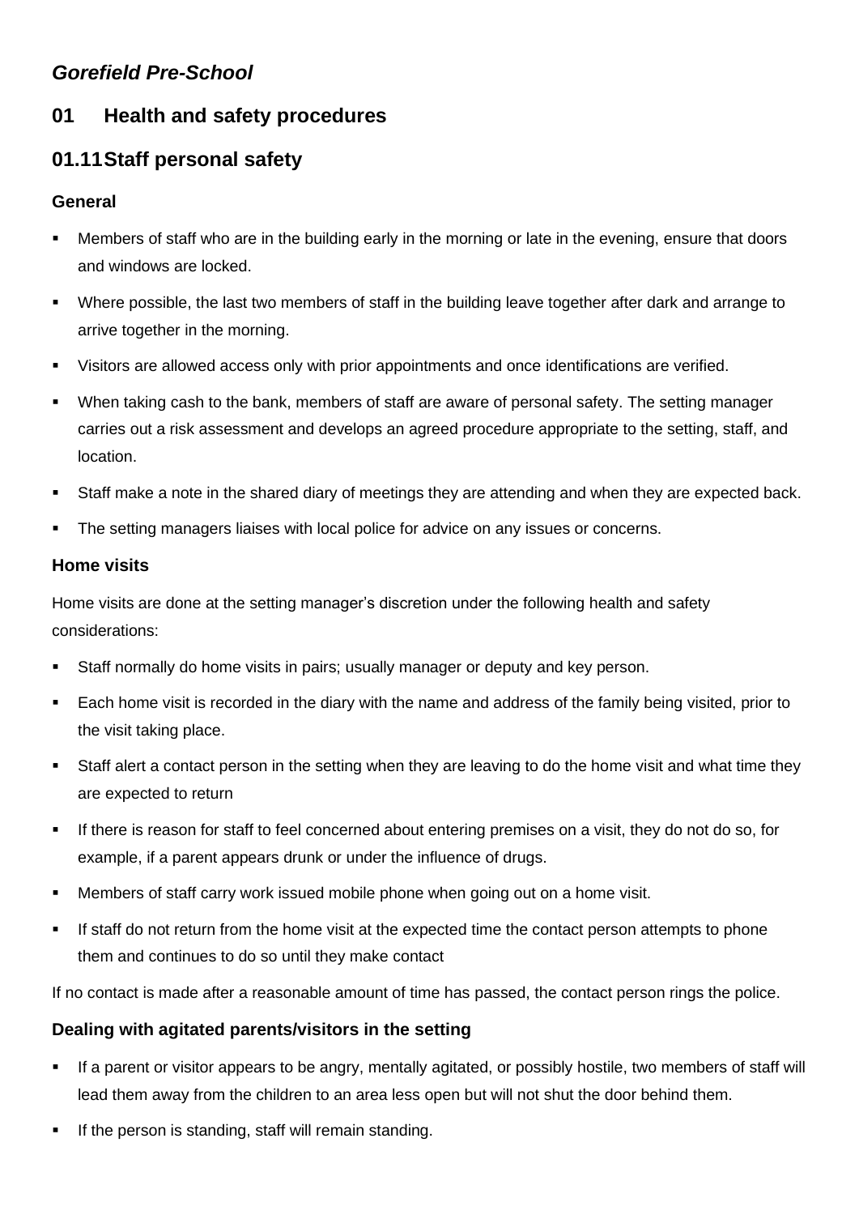***Gorefield Pre-School***

# 01 Health and safety procedures

## 01.11 Staff personal safety

### General

- Members of staff who are in the building early in the morning or late in the evening, ensure that doors and windows are locked.
- Where possible, the last two members of staff in the building leave together after dark and arrange to arrive together in the morning.
- Visitors are allowed access only with prior appointments and once identifications are verified.
- When taking cash to the bank, members of staff are aware of personal safety. The setting manager carries out a risk assessment and develops an agreed procedure appropriate to the setting, staff, and location.
- Staff make a note in the shared diary of meetings they are attending and when they are expected back.
- The setting managers liaises with local police for advice on any issues or concerns.

### Home visits

Home visits are done at the setting manager's discretion under the following health and safety considerations:

- Staff normally do home visits in pairs; usually manager or deputy and key person.
- Each home visit is recorded in the diary with the name and address of the family being visited, prior to the visit taking place.
- Staff alert a contact person in the setting when they are leaving to do the home visit and what time they are expected to return
- If there is reason for staff to feel concerned about entering premises on a visit, they do not do so, for example, if a parent appears drunk or under the influence of drugs.
- Members of staff carry work issued mobile phone when going out on a home visit.
- If staff do not return from the home visit at the expected time the contact person attempts to phone them and continues to do so until they make contact

If no contact is made after a reasonable amount of time has passed, the contact person rings the police.

### Dealing with agitated parents/visitors in the setting

- If a parent or visitor appears to be angry, mentally agitated, or possibly hostile, two members of staff will lead them away from the children to an area less open but will not shut the door behind them.
- If the person is standing, staff will remain standing.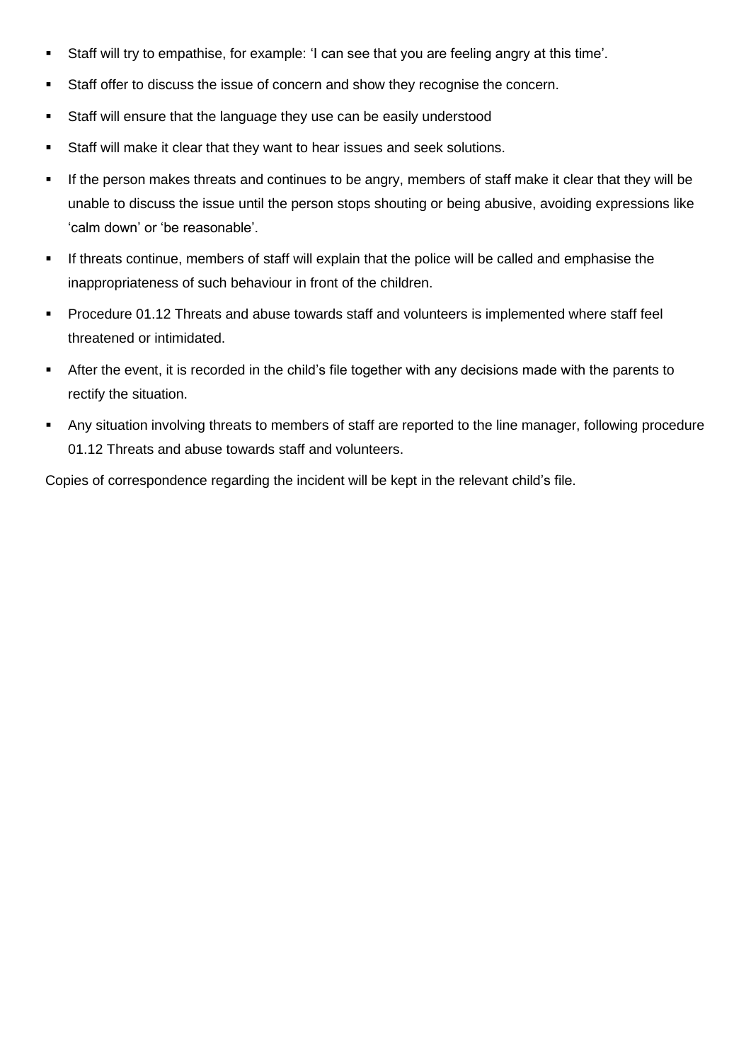- Staff will try to empathise, for example: 'I can see that you are feeling angry at this time'.
- Staff offer to discuss the issue of concern and show they recognise the concern.
- Staff will ensure that the language they use can be easily understood
- Staff will make it clear that they want to hear issues and seek solutions.
- If the person makes threats and continues to be angry, members of staff make it clear that they will be unable to discuss the issue until the person stops shouting or being abusive, avoiding expressions like 'calm down' or 'be reasonable'.
- If threats continue, members of staff will explain that the police will be called and emphasise the inappropriateness of such behaviour in front of the children.
- Procedure 01.12 Threats and abuse towards staff and volunteers is implemented where staff feel threatened or intimidated.
- After the event, it is recorded in the child's file together with any decisions made with the parents to rectify the situation.
- Any situation involving threats to members of staff are reported to the line manager, following procedure 01.12 Threats and abuse towards staff and volunteers.

Copies of correspondence regarding the incident will be kept in the relevant child's file.